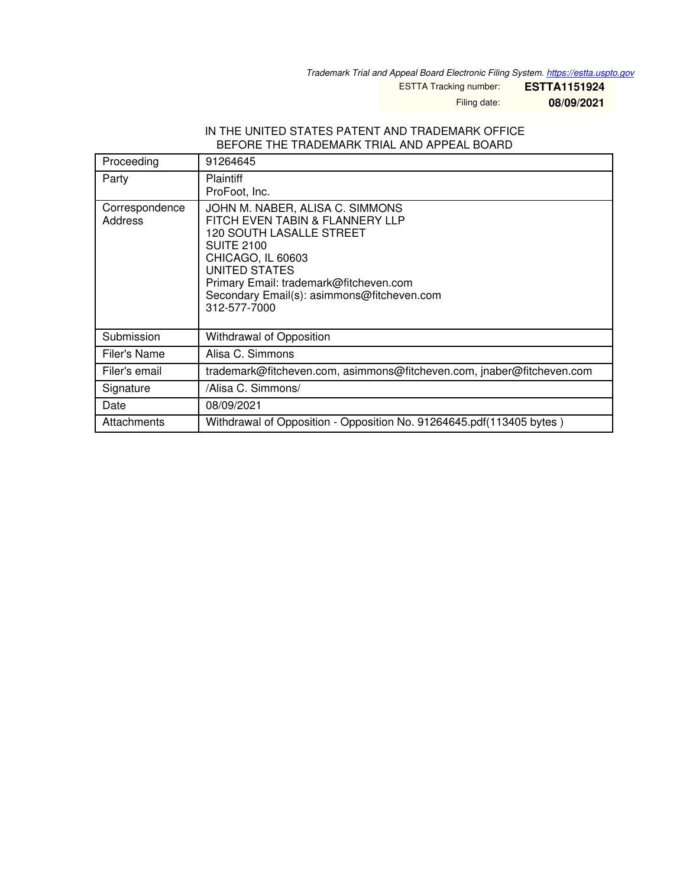*Trademark Trial and Appeal Board Electronic Filing System. https://estta.uspto.gov*

ESTTA Tracking number: **ESTTA1151924**

Filing date: **08/09/2021**

IN THE UNITED STATES PATENT AND TRADEMARK OFFICE
BEFORE THE TRADEMARK TRIAL AND APPEAL BOARD

| Proceeding | 91264645 |
|---|---|
| Party | Plaintiff<br>ProFoot, Inc. |
| Correspondence Address | JOHN M. NABER, ALISA C. SIMMONS<br>FITCH EVEN TABIN & FLANNERY LLP<br>120 SOUTH LASALLE STREET<br>SUITE 2100<br>CHICAGO, IL 60603<br>UNITED STATES<br>Primary Email: trademark@fitcheven.com<br>Secondary Email(s): asimmons@fitcheven.com<br>312-577-7000 |
| Submission | Withdrawal of Opposition |
| Filer's Name | Alisa C. Simmons |
| Filer's email | trademark@fitcheven.com, asimmons@fitcheven.com, jnaber@fitcheven.com |
| Signature | /Alisa C. Simmons/ |
| Date | 08/09/2021 |
| Attachments | Withdrawal of Opposition - Opposition No. 91264645.pdf(113405 bytes ) |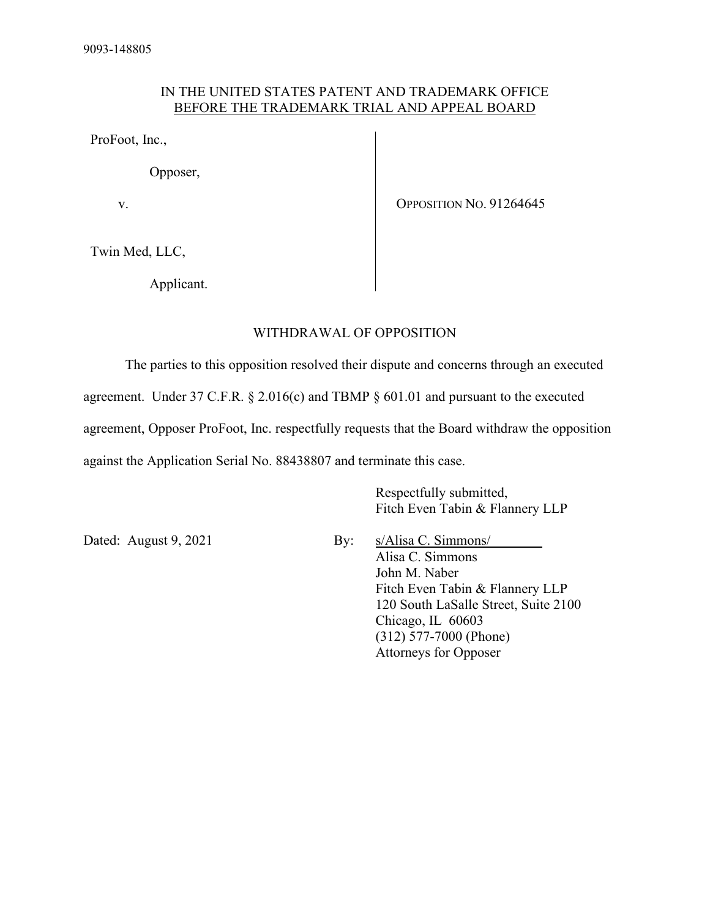9093-148805

IN THE UNITED STATES PATENT AND TRADEMARK OFFICE
BEFORE THE TRADEMARK TRIAL AND APPEAL BOARD

| | |
|---|---|
| ProFoot, Inc.,<br><br>Opposer,<br><br>v.<br><br>Twin Med, LLC,<br><br>Applicant. | OPPOSITION NO. 91264645 |

## WITHDRAWAL OF OPPOSITION

The parties to this opposition resolved their dispute and concerns through an executed agreement. Under 37 C.F.R. § 2.016(c) and TBMP § 601.01 and pursuant to the executed agreement, Opposer ProFoot, Inc. respectfully requests that the Board withdraw the opposition against the Application Serial No. 88438807 and terminate this case.

Respectfully submitted,
Fitch Even Tabin & Flannery LLP

Dated: August 9, 2021

By: s/Alisa C. Simmons/
Alisa C. Simmons
John M. Naber
Fitch Even Tabin & Flannery LLP
120 South LaSalle Street, Suite 2100
Chicago, IL 60603
(312) 577-7000 (Phone)
Attorneys for Opposer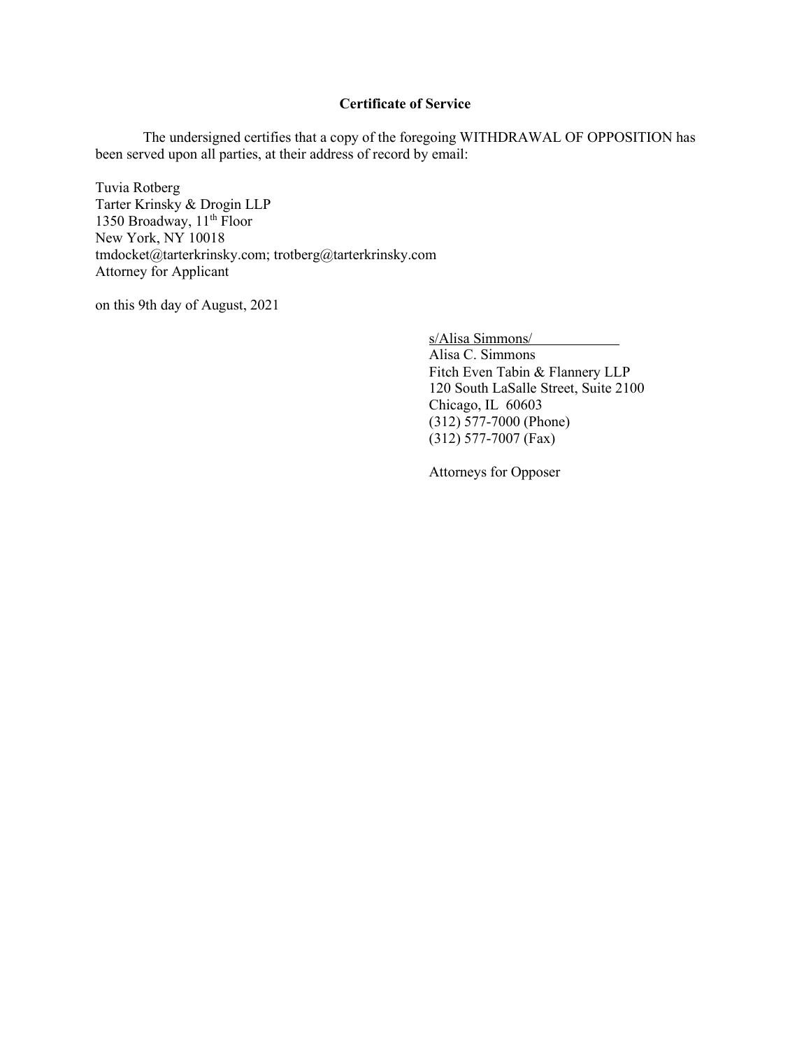**Certificate of Service**

The undersigned certifies that a copy of the foregoing WITHDRAWAL OF OPPOSITION has been served upon all parties, at their address of record by email:

Tuvia Rotberg
Tarter Krinsky & Drogin LLP
1350 Broadway, 11th Floor
New York, NY 10018
tmdocket@tarterkrinsky.com; trotberg@tarterkrinsky.com
Attorney for Applicant

on this 9th day of August, 2021

s/Alisa Simmons/
Alisa C. Simmons
Fitch Even Tabin & Flannery LLP
120 South LaSalle Street, Suite 2100
Chicago, IL 60603
(312) 577-7000 (Phone)
(312) 577-7007 (Fax)

Attorneys for Opposer